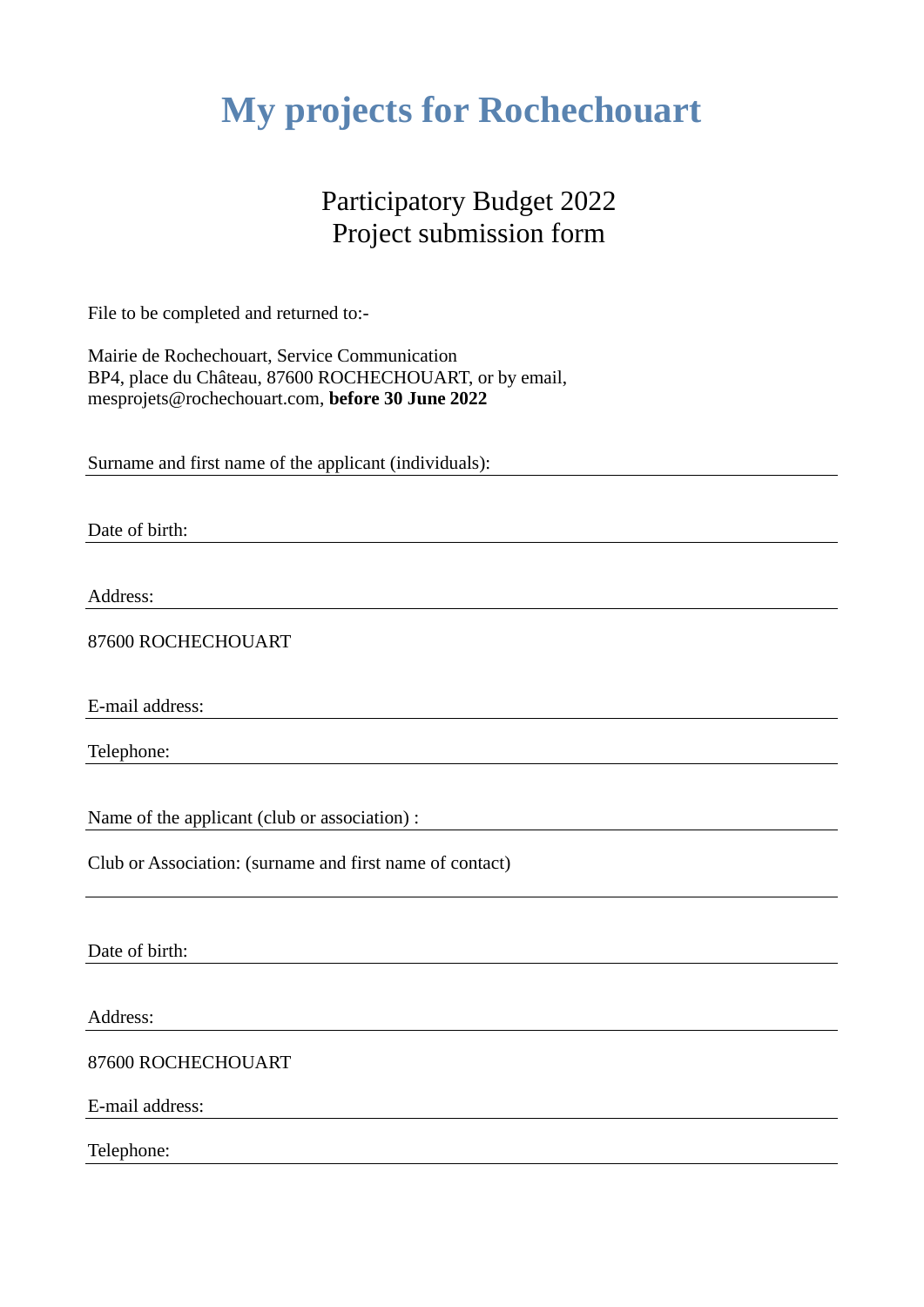# My projects for Rochechouart

## Participatory Budget 2022
## Project submission form

File to be completed and returned to:-

Mairie de Rochechouart, Service Communication
BP4, place du Château, 87600 ROCHECHOUART, or by email,
mesprojets@rochechouart.com, **before 30 June 2022**

Surname and first name of the applicant (individuals):

Date of birth:

Address:

87600 ROCHECHOUART

E-mail address:

Telephone:

Name of the applicant (club or association) :

Club or Association: (surname and first name of contact)

Date of birth:

Address:

87600 ROCHECHOUART

E-mail address:

Telephone: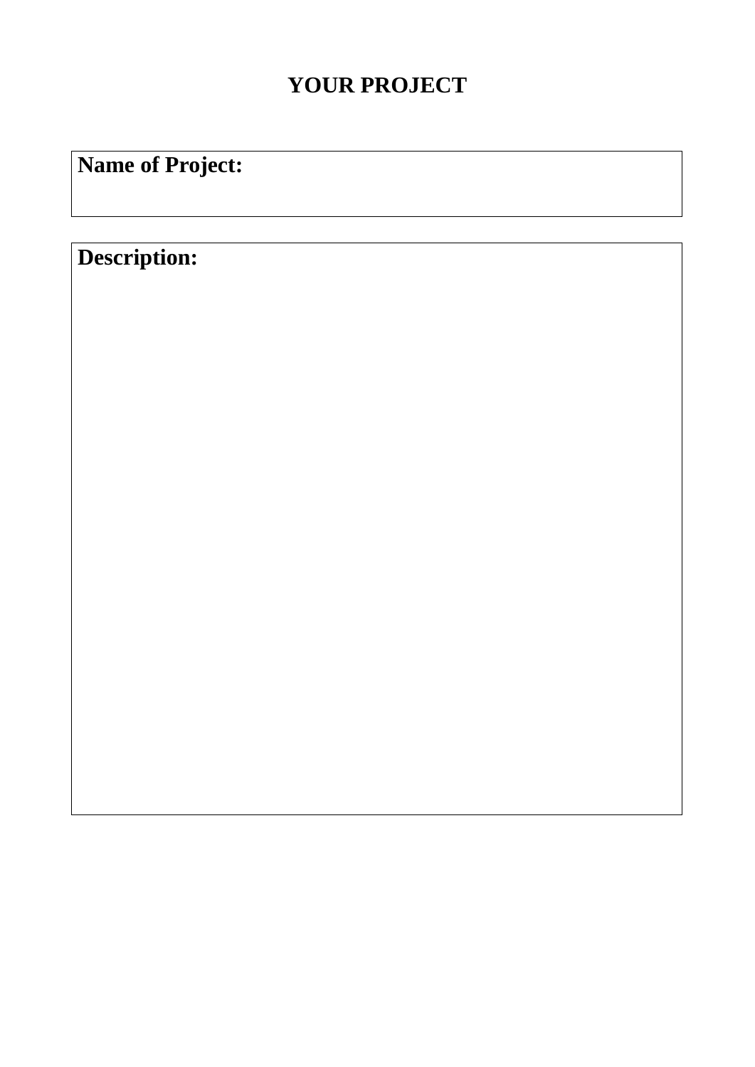# YOUR PROJECT

| **Name of Project:** |
|---|
| |

| **Description:** |
|---|
| |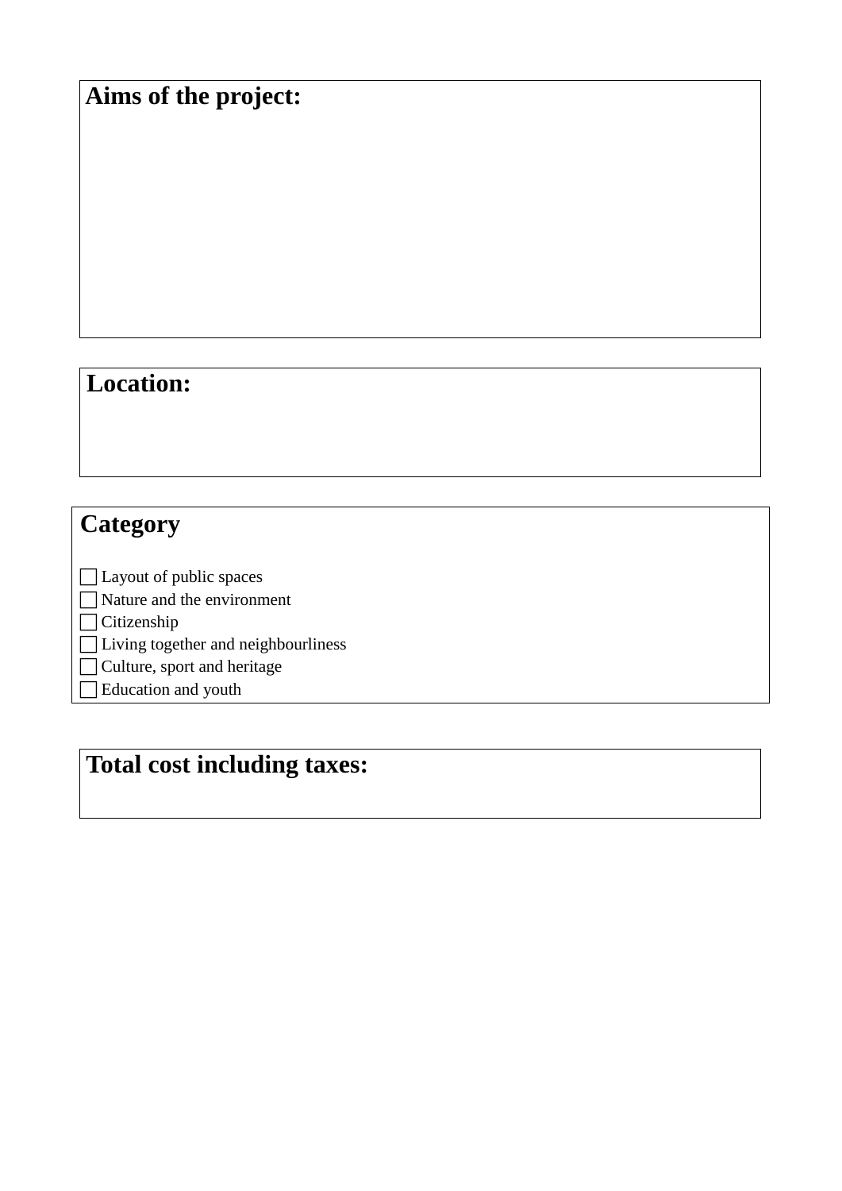**Aims of the project:**

**Location:**

**Category**

- ☐ Layout of public spaces
- ☐ Nature and the environment
- ☐ Citizenship
- ☐ Living together and neighbourliness
- ☐ Culture, sport and heritage
- ☐ Education and youth

**Total cost including taxes:**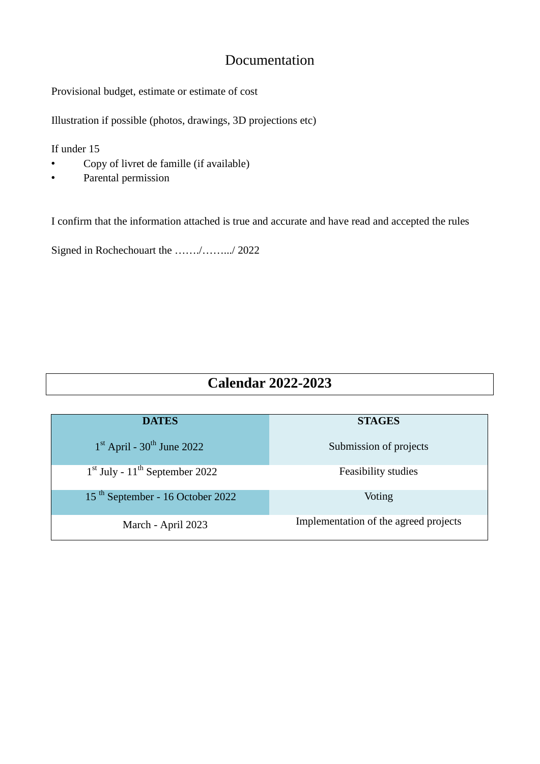# Documentation

Provisional budget, estimate or estimate of cost

Illustration if possible (photos, drawings, 3D projections etc)

If under 15

- Copy of livret de famille (if available)
- Parental permission

I confirm that the information attached is true and accurate and have read and accepted the rules

Signed in Rochechouart the ……./……... / 2022

## Calendar 2022-2023

| DATES | STAGES |
|---|---|
| 1st April - 30th June 2022 | Submission of projects |
| 1st July - 11th September 2022 | Feasibility studies |
| 15 th September - 16 October 2022 | Voting |
| March - April 2023 | Implementation of the agreed projects |